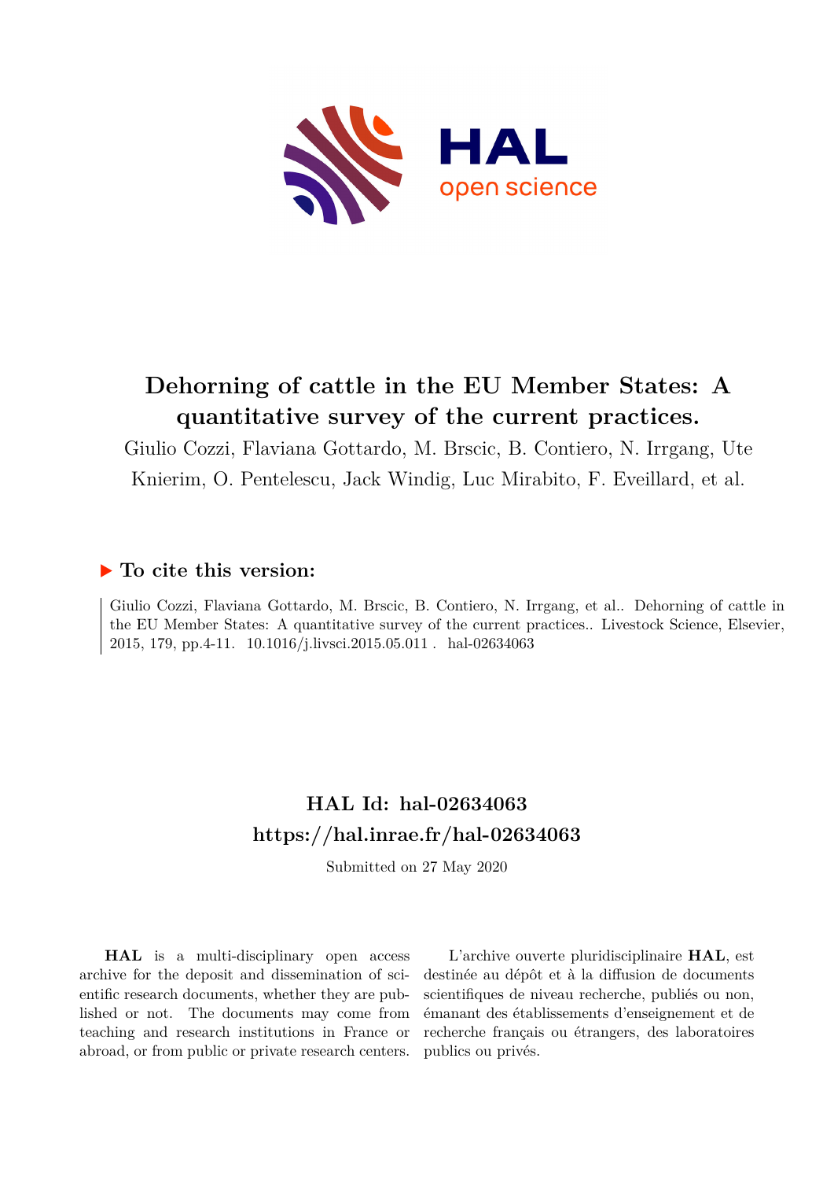# Dehorning of cattle in the EU Member States: A quantitative survey of the current practices.

Giulio Cozzi, Flaviana Gottardo, M. Brscic, B. Contiero, N. Irrgang, Ute Knierim, O. Pentelescu, Jack Windig, Luc Mirabito, F. Eveillard, et al.

## ▶ To cite this version:

Giulio Cozzi, Flaviana Gottardo, M. Brscic, B. Contiero, N. Irrgang, et al.. Dehorning of cattle in the EU Member States: A quantitative survey of the current practices.. Livestock Science, Elsevier, 2015, 179, pp.4-11. 10.1016/j.livsci.2015.05.011 . hal-02634063

## HAL Id: hal-02634063
## https://hal.inrae.fr/hal-02634063

Submitted on 27 May 2020

**HAL** is a multi-disciplinary open access archive for the deposit and dissemination of scientific research documents, whether they are published or not. The documents may come from teaching and research institutions in France or abroad, or from public or private research centers.

L'archive ouverte pluridisciplinaire **HAL**, est destinée au dépôt et à la diffusion de documents scientifiques de niveau recherche, publiés ou non, émanant des établissements d'enseignement et de recherche français ou étrangers, des laboratoires publics ou privés.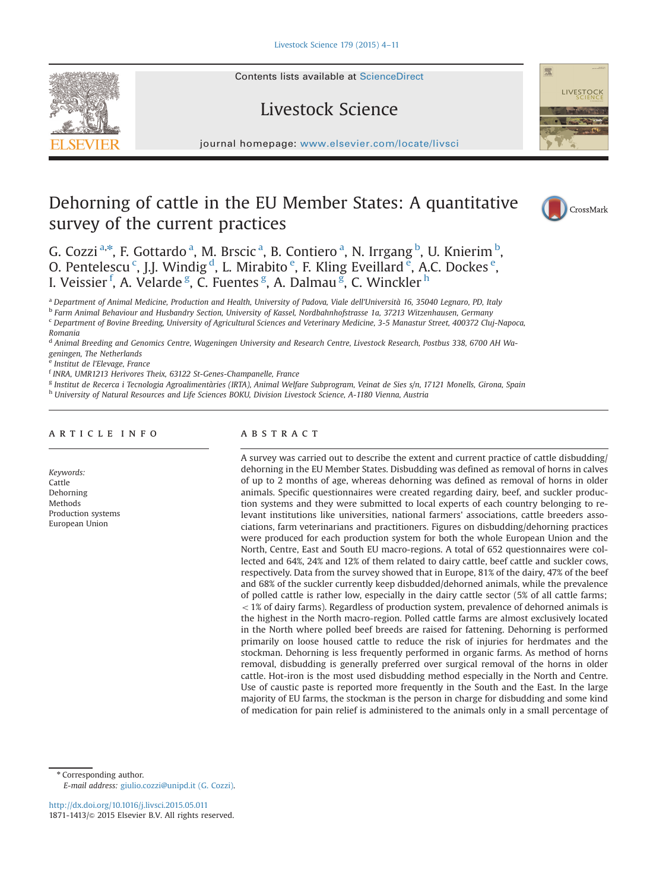# Dehorning of cattle in the EU Member States: A quantitative survey of the current practices

G. Cozzi[a,*], F. Gottardo[a], M. Brscic[a], B. Contiero[a], N. Irrgang[b], U. Knierim[b], O. Pentelescu[c], J.J. Windig[d], L. Mirabito[e], F. Kling Eveillard[e], A.C. Dockes[e], I. Veissier[f], A. Velarde[g], C. Fuentes[g], A. Dalmau[g], C. Winckler[h]

[a] Department of Animal Medicine, Production and Health, University of Padova, Viale dell'Università 16, 35040 Legnaro, PD, Italy
[b] Farm Animal Behaviour and Husbandry Section, University of Kassel, Nordbahnhofstrasse 1a, 37213 Witzenhausen, Germany
[c] Department of Bovine Breeding, University of Agricultural Sciences and Veterinary Medicine, 3-5 Manastur Street, 400372 Cluj-Napoca, Romania
[d] Animal Breeding and Genomics Centre, Wageningen University and Research Centre, Livestock Research, Postbus 338, 6700 AH Wageningen, The Netherlands
[e] Institut de l'Elevage, France
[f] INRA, UMR1213 Herivores Theix, 63122 St-Genes-Champanelle, France
[g] Institut de Recerca i Tecnologia Agroalimentàries (IRTA), Animal Welfare Subprogram, Veinat de Sies s/n, 17121 Monells, Girona, Spain
[h] University of Natural Resources and Life Sciences BOKU, Division Livestock Science, A-1180 Vienna, Austria

## ARTICLE INFO

*Keywords:*
Cattle
Dehorning
Methods
Production systems
European Union

## ABSTRACT

A survey was carried out to describe the extent and current practice of cattle disbudding/dehorning in the EU Member States. Disbudding was defined as removal of horns in calves of up to 2 months of age, whereas dehorning was defined as removal of horns in older animals. Specific questionnaires were created regarding dairy, beef, and suckler production systems and they were submitted to local experts of each country belonging to relevant institutions like universities, national farmers' associations, cattle breeders associations, farm veterinarians and practitioners. Figures on disbudding/dehorning practices were produced for each production system for both the whole European Union and the North, Centre, East and South EU macro-regions. A total of 652 questionnaires were collected and 64%, 24% and 12% of them related to dairy cattle, beef cattle and suckler cows, respectively. Data from the survey showed that in Europe, 81% of the dairy, 47% of the beef and 68% of the suckler currently keep disbudded/dehorned animals, while the prevalence of polled cattle is rather low, especially in the dairy cattle sector (5% of all cattle farms; < 1% of dairy farms). Regardless of production system, prevalence of dehorned animals is the highest in the North macro-region. Polled cattle farms are almost exclusively located in the North where polled beef breeds are raised for fattening. Dehorning is performed primarily on loose housed cattle to reduce the risk of injuries for herdmates and the stockman. Dehorning is less frequently performed in organic farms. As method of horns removal, disbudding is generally preferred over surgical removal of the horns in older cattle. Hot-iron is the most used disbudding method especially in the North and Centre. Use of caustic paste is reported more frequently in the South and the East. In the large majority of EU farms, the stockman is the person in charge for disbudding and some kind of medication for pain relief is administered to the animals only in a small percentage of

---

* Corresponding author.
*E-mail address:* giulio.cozzi@unipd.it (G. Cozzi).

http://dx.doi.org/10.1016/j.livsci.2015.05.011
1871-1413/© 2015 Elsevier B.V. All rights reserved.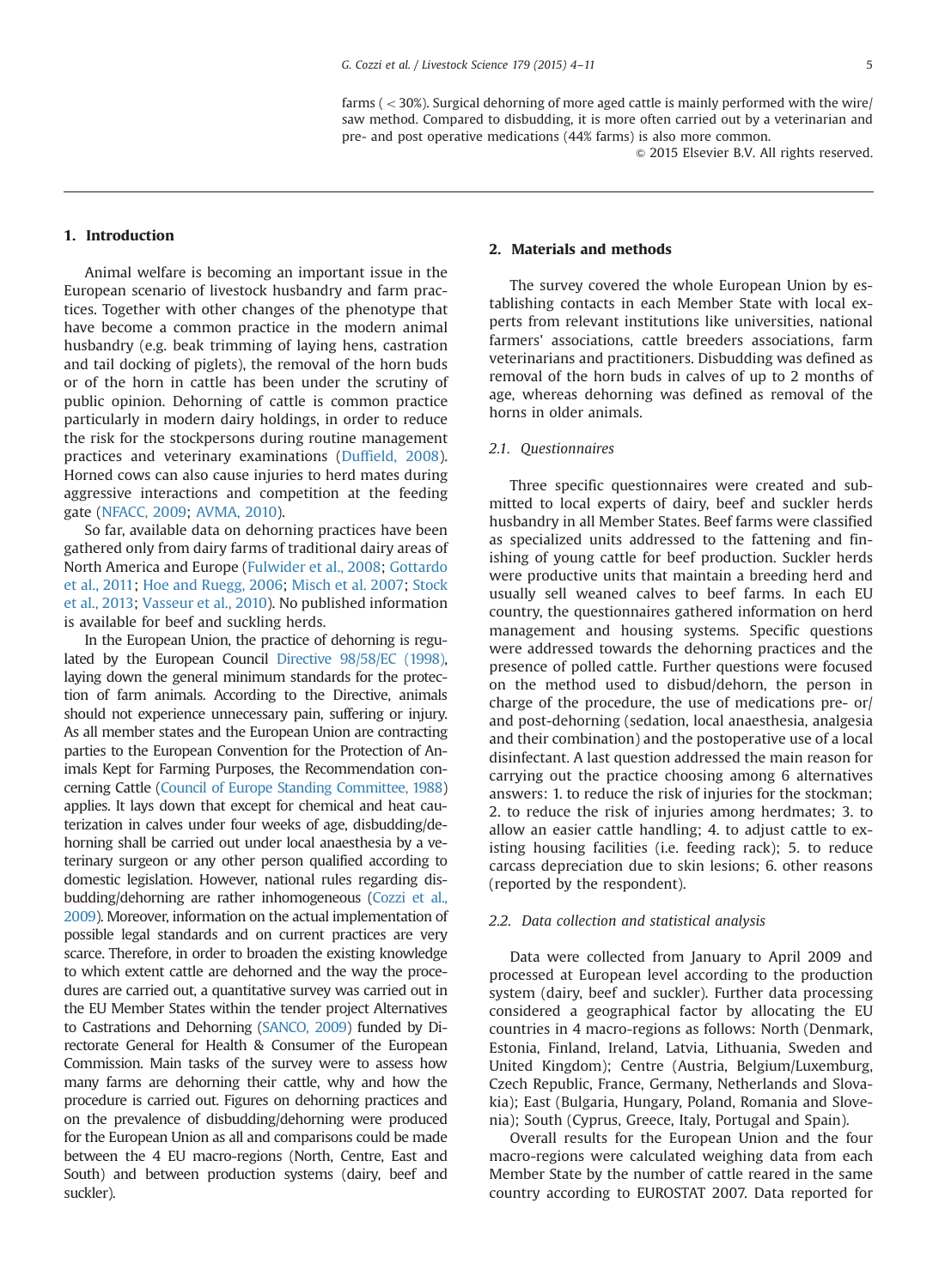farms ( < 30%). Surgical dehorning of more aged cattle is mainly performed with the wire/saw method. Compared to disbudding, it is more often carried out by a veterinarian and pre- and post operative medications (44% farms) is also more common.

© 2015 Elsevier B.V. All rights reserved.

## 1. Introduction

Animal welfare is becoming an important issue in the European scenario of livestock husbandry and farm practices. Together with other changes of the phenotype that have become a common practice in the modern animal husbandry (e.g. beak trimming of laying hens, castration and tail docking of piglets), the removal of the horn buds or of the horn in cattle has been under the scrutiny of public opinion. Dehorning of cattle is common practice particularly in modern dairy holdings, in order to reduce the risk for the stockpersons during routine management practices and veterinary examinations (Duffield, 2008). Horned cows can also cause injuries to herd mates during aggressive interactions and competition at the feeding gate (NFACC, 2009; AVMA, 2010).

So far, available data on dehorning practices have been gathered only from dairy farms of traditional dairy areas of North America and Europe (Fulwider et al., 2008; Gottardo et al., 2011; Hoe and Ruegg, 2006; Misch et al. 2007; Stock et al., 2013; Vasseur et al., 2010). No published information is available for beef and suckling herds.

In the European Union, the practice of dehorning is regulated by the European Council Directive 98/58/EC (1998), laying down the general minimum standards for the protection of farm animals. According to the Directive, animals should not experience unnecessary pain, suffering or injury. As all member states and the European Union are contracting parties to the European Convention for the Protection of Animals Kept for Farming Purposes, the Recommendation concerning Cattle (Council of Europe Standing Committee, 1988) applies. It lays down that except for chemical and heat cauterization in calves under four weeks of age, disbudding/dehorning shall be carried out under local anaesthesia by a veterinary surgeon or any other person qualified according to domestic legislation. However, national rules regarding disbudding/dehorning are rather inhomogeneous (Cozzi et al., 2009). Moreover, information on the actual implementation of possible legal standards and on current practices are very scarce. Therefore, in order to broaden the existing knowledge to which extent cattle are dehorned and the way the procedures are carried out, a quantitative survey was carried out in the EU Member States within the tender project Alternatives to Castrations and Dehorning (SANCO, 2009) funded by Directorate General for Health & Consumer of the European Commission. Main tasks of the survey were to assess how many farms are dehorning their cattle, why and how the procedure is carried out. Figures on dehorning practices and on the prevalence of disbudding/dehorning were produced for the European Union as all and comparisons could be made between the 4 EU macro-regions (North, Centre, East and South) and between production systems (dairy, beef and suckler).

## 2. Materials and methods

The survey covered the whole European Union by establishing contacts in each Member State with local experts from relevant institutions like universities, national farmers' associations, cattle breeders associations, farm veterinarians and practitioners. Disbudding was defined as removal of the horn buds in calves of up to 2 months of age, whereas dehorning was defined as removal of the horns in older animals.

### 2.1. Questionnaires

Three specific questionnaires were created and submitted to local experts of dairy, beef and suckler herds husbandry in all Member States. Beef farms were classified as specialized units addressed to the fattening and finishing of young cattle for beef production. Suckler herds were productive units that maintain a breeding herd and usually sell weaned calves to beef farms. In each EU country, the questionnaires gathered information on herd management and housing systems. Specific questions were addressed towards the dehorning practices and the presence of polled cattle. Further questions were focused on the method used to disbud/dehorn, the person in charge of the procedure, the use of medications pre- or/and post-dehorning (sedation, local anaesthesia, analgesia and their combination) and the postoperative use of a local disinfectant. A last question addressed the main reason for carrying out the practice choosing among 6 alternatives answers: 1. to reduce the risk of injuries for the stockman; 2. to reduce the risk of injuries among herdmates; 3. to allow an easier cattle handling; 4. to adjust cattle to existing housing facilities (i.e. feeding rack); 5. to reduce carcass depreciation due to skin lesions; 6. other reasons (reported by the respondent).

### 2.2. Data collection and statistical analysis

Data were collected from January to April 2009 and processed at European level according to the production system (dairy, beef and suckler). Further data processing considered a geographical factor by allocating the EU countries in 4 macro-regions as follows: North (Denmark, Estonia, Finland, Ireland, Latvia, Lithuania, Sweden and United Kingdom); Centre (Austria, Belgium/Luxemburg, Czech Republic, France, Germany, Netherlands and Slovakia); East (Bulgaria, Hungary, Poland, Romania and Slovenia); South (Cyprus, Greece, Italy, Portugal and Spain).

Overall results for the European Union and the four macro-regions were calculated weighing data from each Member State by the number of cattle reared in the same country according to EUROSTAT 2007. Data reported for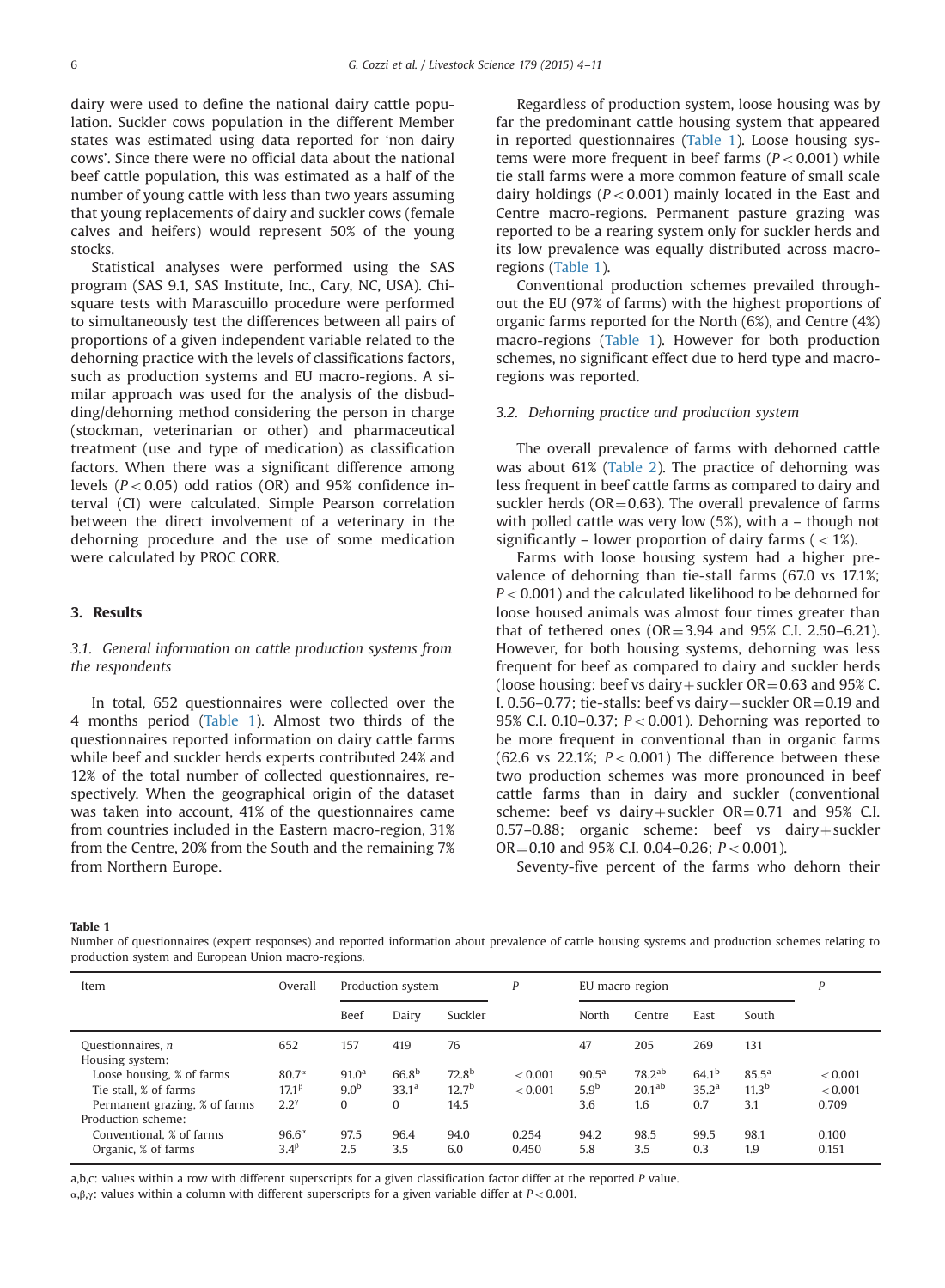dairy were used to define the national dairy cattle population. Suckler cows population in the different Member states was estimated using data reported for 'non dairy cows'. Since there were no official data about the national beef cattle population, this was estimated as a half of the number of young cattle with less than two years assuming that young replacements of dairy and suckler cows (female calves and heifers) would represent 50% of the young stocks.

Statistical analyses were performed using the SAS program (SAS 9.1, SAS Institute, Inc., Cary, NC, USA). Chi-square tests with Marascuillo procedure were performed to simultaneously test the differences between all pairs of proportions of a given independent variable related to the dehorning practice with the levels of classifications factors, such as production systems and EU macro-regions. A similar approach was used for the analysis of the disbudding/dehorning method considering the person in charge (stockman, veterinarian or other) and pharmaceutical treatment (use and type of medication) as classification factors. When there was a significant difference among levels ($P<0.05$) odd ratios (OR) and 95% confidence interval (CI) were calculated. Simple Pearson correlation between the direct involvement of a veterinary in the dehorning procedure and the use of some medication were calculated by PROC CORR.

## 3. Results

### 3.1. General information on cattle production systems from the respondents

In total, 652 questionnaires were collected over the 4 months period (Table 1). Almost two thirds of the questionnaires reported information on dairy cattle farms while beef and suckler herds experts contributed 24% and 12% of the total number of collected questionnaires, respectively. When the geographical origin of the dataset was taken into account, 41% of the questionnaires came from countries included in the Eastern macro-region, 31% from the Centre, 20% from the South and the remaining 7% from Northern Europe.

Regardless of production system, loose housing was by far the predominant cattle housing system that appeared in reported questionnaires (Table 1). Loose housing systems were more frequent in beef farms ($P<0.001$) while tie stall farms were a more common feature of small scale dairy holdings ($P<0.001$) mainly located in the East and Centre macro-regions. Permanent pasture grazing was reported to be a rearing system only for suckler herds and its low prevalence was equally distributed across macro-regions (Table 1).

Conventional production schemes prevailed throughout the EU (97% of farms) with the highest proportions of organic farms reported for the North (6%), and Centre (4%) macro-regions (Table 1). However for both production schemes, no significant effect due to herd type and macro-regions was reported.

### 3.2. Dehorning practice and production system

The overall prevalence of farms with dehorned cattle was about 61% (Table 2). The practice of dehorning was less frequent in beef cattle farms as compared to dairy and suckler herds (OR=0.63). The overall prevalence of farms with polled cattle was very low (5%), with a – though not significantly – lower proportion of dairy farms ( <1%).

Farms with loose housing system had a higher prevalence of dehorning than tie-stall farms (67.0 vs 17.1%; $P<0.001$) and the calculated likelihood to be dehorned for loose housed animals was almost four times greater than that of tethered ones (OR=3.94 and 95% C.I. 2.50–6.21). However, for both housing systems, dehorning was less frequent for beef as compared to dairy and suckler herds (loose housing: beef vs dairy+suckler OR=0.63 and 95% C.I. 0.56–0.77; tie-stalls: beef vs dairy+suckler OR=0.19 and 95% C.I. 0.10–0.37; $P<0.001$). Dehorning was reported to be more frequent in conventional than in organic farms (62.6 vs 22.1%; $P<0.001$) The difference between these two production schemes was more pronounced in beef cattle farms than in dairy and suckler (conventional scheme: beef vs dairy+suckler OR=0.71 and 95% C.I. 0.57–0.88; organic scheme: beef vs dairy+suckler OR=0.10 and 95% C.I. 0.04–0.26; $P<0.001$).

Seventy-five percent of the farms who dehorn their

**Table 1**
Number of questionnaires (expert responses) and reported information about prevalence of cattle housing systems and production schemes relating to production system and European Union macro-regions.

| Item | Overall | Production system | | | $P$ | EU macro-region | | | | $P$ |
|---|---|---|---|---|---|---|---|---|---|---|
| | | Beef | Dairy | Suckler | | North | Centre | East | South | |
| Questionnaires, $n$ | 652 | 157 | 419 | 76 | | 47 | 205 | 269 | 131 | |
| Housing system: | | | | | | | | | | |
| Loose housing, % of farms | $80.7^{\alpha}$ | $91.0^{a}$ | $66.8^{b}$ | $72.8^{b}$ | <0.001 | $90.5^{a}$ | $78.2^{ab}$ | $64.1^{b}$ | $85.5^{a}$ | <0.001 |
| Tie stall, % of farms | $17.1^{\beta}$ | $9.0^{b}$ | $33.1^{a}$ | $12.7^{b}$ | <0.001 | $5.9^{b}$ | $20.1^{ab}$ | $35.2^{a}$ | $11.3^{b}$ | <0.001 |
| Permanent grazing, % of farms | $2.2^{\gamma}$ | 0 | 0 | 14.5 | | 3.6 | 1.6 | 0.7 | 3.1 | 0.709 |
| Production scheme: | | | | | | | | | | |
| Conventional, % of farms | $96.6^{\alpha}$ | 97.5 | 96.4 | 94.0 | 0.254 | 94.2 | 98.5 | 99.5 | 98.1 | 0.100 |
| Organic, % of farms | $3.4^{\beta}$ | 2.5 | 3.5 | 6.0 | 0.450 | 5.8 | 3.5 | 0.3 | 1.9 | 0.151 |

a,b,c: values within a row with different superscripts for a given classification factor differ at the reported $P$ value.
α,β,γ: values within a column with different superscripts for a given variable differ at $P<0.001$.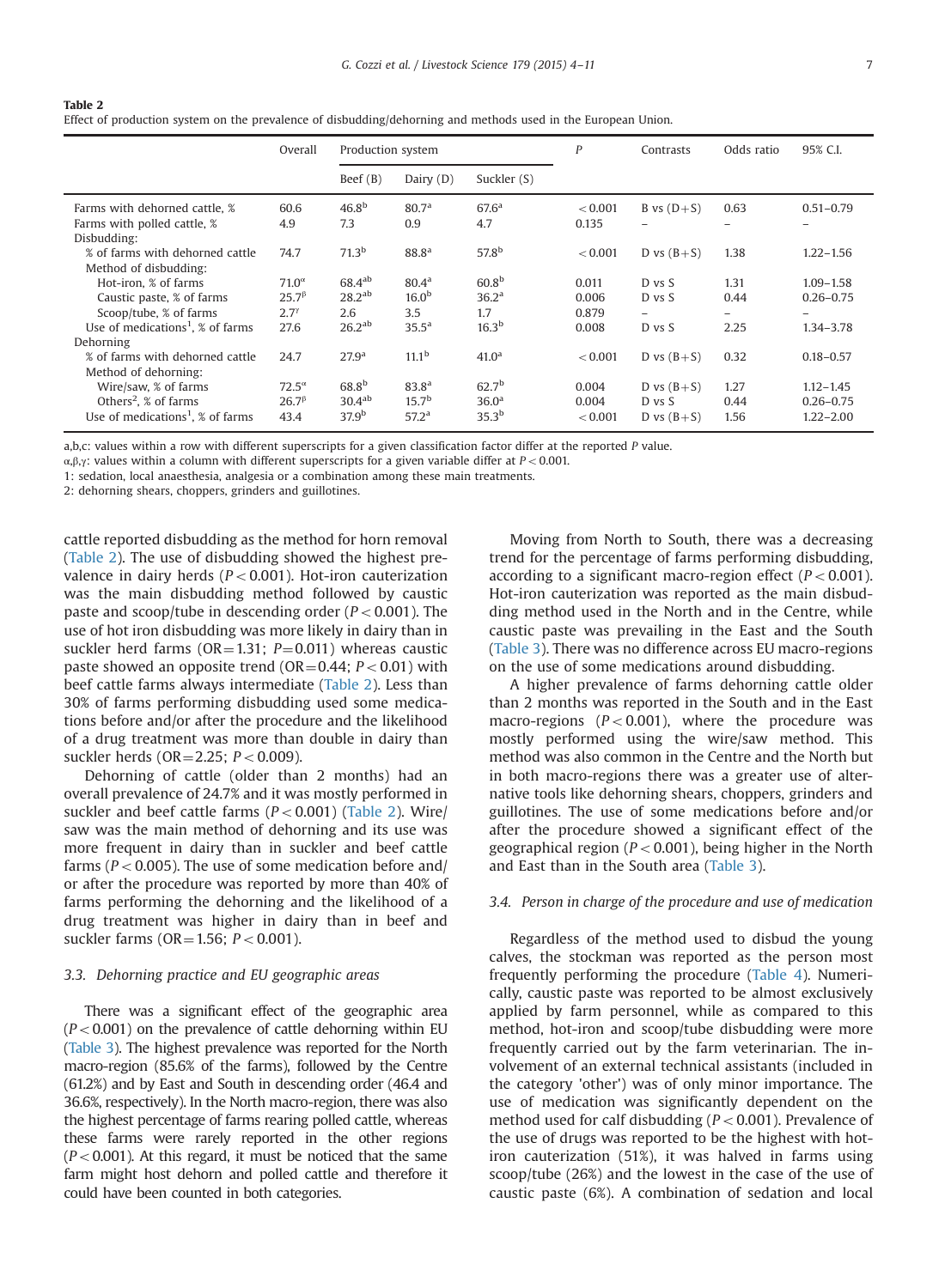**Table 2**
Effect of production system on the prevalence of disbudding/dehorning and methods used in the European Union.

| | Overall | Production system | | | P | Contrasts | Odds ratio | 95% C.I. |
|---|---|---|---|---|---|---|---|---|
| | | Beef (B) | Dairy (D) | Suckler (S) | | | | |
| Farms with dehorned cattle, % | 60.6 | 46.8[b] | 80.7[a] | 67.6[a] | < 0.001 | B vs (D+S) | 0.63 | 0.51–0.79 |
| Farms with polled cattle, % | 4.9 | 7.3 | 0.9 | 4.7 | 0.135 | – | – | – |
| Disbudding: | | | | | | | | |
| % of farms with dehorned cattle | 74.7 | 71.3[b] | 88.8[a] | 57.8[b] | < 0.001 | D vs (B+S) | 1.38 | 1.22–1.56 |
| Method of disbudding: | | | | | | | | |
| Hot-iron, % of farms | 71.0[α] | 68.4[ab] | 80.4[a] | 60.8[b] | 0.011 | D vs S | 1.31 | 1.09–1.58 |
| Caustic paste, % of farms | 25.7[β] | 28.2[ab] | 16.0[b] | 36.2[a] | 0.006 | D vs S | 0.44 | 0.26–0.75 |
| Scoop/tube, % of farms | 2.7[γ] | 2.6 | 3.5 | 1.7 | 0.879 | – | – | – |
| Use of medications[1], % of farms | 27.6 | 26.2[ab] | 35.5[a] | 16.3[b] | 0.008 | D vs S | 2.25 | 1.34–3.78 |
| Dehorning | | | | | | | | |
| % of farms with dehorned cattle | 24.7 | 27.9[a] | 11.1[b] | 41.0[a] | < 0.001 | D vs (B+S) | 0.32 | 0.18–0.57 |
| Method of dehorning: | | | | | | | | |
| Wire/saw, % of farms | 72.5[α] | 68.8[b] | 83.8[a] | 62.7[b] | 0.004 | D vs (B+S) | 1.27 | 1.12–1.45 |
| Others[2], % of farms | 26.7[β] | 30.4[ab] | 15.7[b] | 36.0[a] | 0.004 | D vs S | 0.44 | 0.26–0.75 |
| Use of medications[1], % of farms | 43.4 | 37.9[b] | 57.2[a] | 35.3[b] | < 0.001 | D vs (B+S) | 1.56 | 1.22–2.00 |

a,b,c: values within a row with different superscripts for a given classification factor differ at the reported P value.
α,β,γ: values within a column with different superscripts for a given variable differ at $P < 0.001$.
1: sedation, local anaesthesia, analgesia or a combination among these main treatments.
2: dehorning shears, choppers, grinders and guillotines.

cattle reported disbudding as the method for horn removal (Table 2). The use of disbudding showed the highest prevalence in dairy herds ($P < 0.001$). Hot-iron cauterization was the main disbudding method followed by caustic paste and scoop/tube in descending order ($P < 0.001$). The use of hot iron disbudding was more likely in dairy than in suckler herd farms (OR = 1.31; $P = 0.011$) whereas caustic paste showed an opposite trend (OR = 0.44; $P < 0.01$) with beef cattle farms always intermediate (Table 2). Less than 30% of farms performing disbudding used some medications before and/or after the procedure and the likelihood of a drug treatment was more than double in dairy than suckler herds (OR = 2.25; $P < 0.009$).

Dehorning of cattle (older than 2 months) had an overall prevalence of 24.7% and it was mostly performed in suckler and beef cattle farms ($P < 0.001$) (Table 2). Wire/saw was the main method of dehorning and its use was more frequent in dairy than in suckler and beef cattle farms ($P < 0.005$). The use of some medication before and/or after the procedure was reported by more than 40% of farms performing the dehorning and the likelihood of a drug treatment was higher in dairy than in beef and suckler farms (OR = 1.56; $P < 0.001$).

### 3.3. Dehorning practice and EU geographic areas

There was a significant effect of the geographic area ($P < 0.001$) on the prevalence of cattle dehorning within EU (Table 3). The highest prevalence was reported for the North macro-region (85.6% of the farms), followed by the Centre (61.2%) and by East and South in descending order (46.4 and 36.6%, respectively). In the North macro-region, there was also the highest percentage of farms rearing polled cattle, whereas these farms were rarely reported in the other regions ($P < 0.001$). At this regard, it must be noticed that the same farm might host dehorn and polled cattle and therefore it could have been counted in both categories.

Moving from North to South, there was a decreasing trend for the percentage of farms performing disbudding, according to a significant macro-region effect ($P < 0.001$). Hot-iron cauterization was reported as the main disbudding method used in the North and in the Centre, while caustic paste was prevailing in the East and the South (Table 3). There was no difference across EU macro-regions on the use of some medications around disbudding.

A higher prevalence of farms dehorning cattle older than 2 months was reported in the South and in the East macro-regions ($P < 0.001$), where the procedure was mostly performed using the wire/saw method. This method was also common in the Centre and the North but in both macro-regions there was a greater use of alternative tools like dehorning shears, choppers, grinders and guillotines. The use of some medications before and/or after the procedure showed a significant effect of the geographical region ($P < 0.001$), being higher in the North and East than in the South area (Table 3).

### 3.4. Person in charge of the procedure and use of medication

Regardless of the method used to disbud the young calves, the stockman was reported as the person most frequently performing the procedure (Table 4). Numerically, caustic paste was reported to be almost exclusively applied by farm personnel, while as compared to this method, hot-iron and scoop/tube disbudding were more frequently carried out by the farm veterinarian. The involvement of an external technical assistants (included in the category 'other') was of only minor importance. The use of medication was significantly dependent on the method used for calf disbudding ($P < 0.001$). Prevalence of the use of drugs was reported to be the highest with hot-iron cauterization (51%), it was halved in farms using scoop/tube (26%) and the lowest in the case of the use of caustic paste (6%). A combination of sedation and local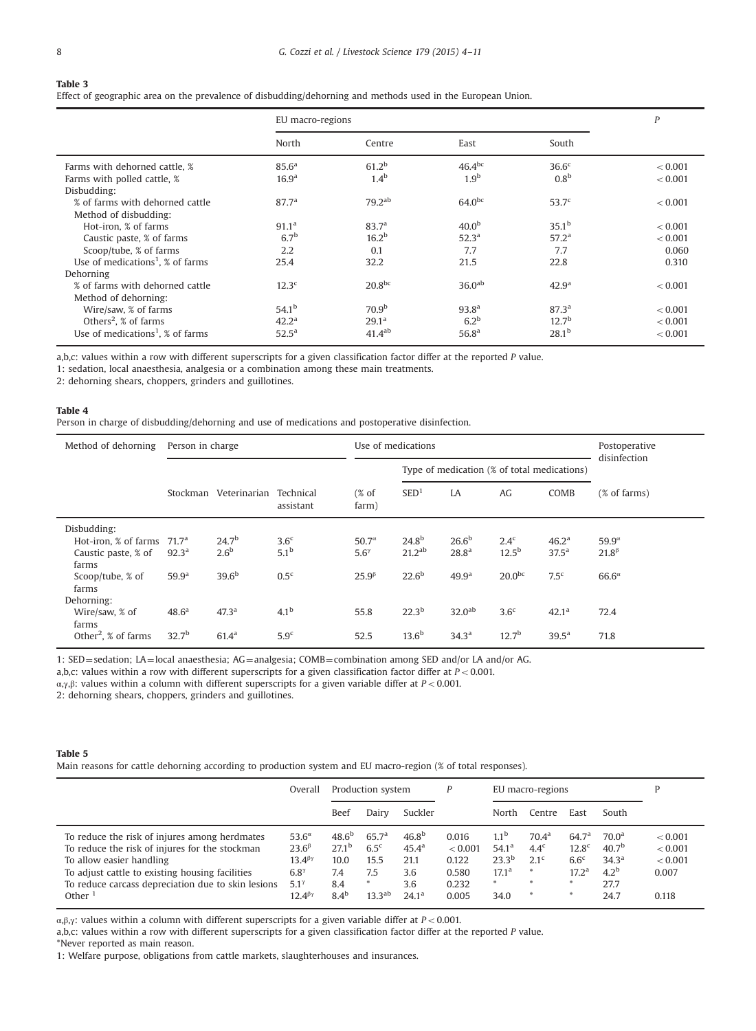**Table 3**
Effect of geographic area on the prevalence of disbudding/dehorning and methods used in the European Union.

| | EU macro-regions | | | | P |
|---|---|---|---|---|---|
| | North | Centre | East | South | |
| Farms with dehorned cattle, % | 85.6[a] | 61.2[b] | 46.4[bc] | 36.6[c] | < 0.001 |
| Farms with polled cattle, % | 16.9[a] | 1.4[b] | 1.9[b] | 0.8[b] | < 0.001 |
| Disbudding: | | | | | |
| % of farms with dehorned cattle | 87.7[a] | 79.2[ab] | 64.0[bc] | 53.7[c] | < 0.001 |
| Method of disbudding: | | | | | |
| Hot-iron, % of farms | 91.1[a] | 83.7[a] | 40.0[b] | 35.1[b] | < 0.001 |
| Caustic paste, % of farms | 6.7[b] | 16.2[b] | 52.3[a] | 57.2[a] | < 0.001 |
| Scoop/tube, % of farms | 2.2 | 0.1 | 7.7 | 7.7 | 0.060 |
| Use of medications[1], % of farms | 25.4 | 32.2 | 21.5 | 22.8 | 0.310 |
| Dehorning | | | | | |
| % of farms with dehorned cattle | 12.3[c] | 20.8[bc] | 36.0[ab] | 42.9[a] | < 0.001 |
| Method of dehorning: | | | | | |
| Wire/saw, % of farms | 54.1[b] | 70.9[b] | 93.8[a] | 87.3[a] | < 0.001 |
| Others[2], % of farms | 42.2[a] | 29.1[a] | 6.2[b] | 12.7[b] | < 0.001 |
| Use of medications[1], % of farms | 52.5[a] | 41.4[ab] | 56.8[a] | 28.1[b] | < 0.001 |

a,b,c: values within a row with different superscripts for a given classification factor differ at the reported *P* value.
1: sedation, local anaesthesia, analgesia or a combination among these main treatments.
2: dehorning shears, choppers, grinders and guillotines.

**Table 4**
Person in charge of disbudding/dehorning and use of medications and postoperative disinfection.

| Method of dehorning | Person in charge | | | Use of medications | | | | | Postoperative disinfection |
|---|---|---|---|---|---|---|---|---|---|
| | | | | | Type of medication (% of total medications) | | | | |
| | Stockman | Veterinarian | Technical assistant | (% of farm) | SED[1] | LA | AG | COMB | (% of farms) |
| Disbudding: | | | | | | | | | |
| Hot-iron, % of farms | 71.7[a] | 24.7[b] | 3.6[c] | 50.7[α] | 24.8[b] | 26.6[b] | 2.4[c] | 46.2[a] | 59.9[α] |
| Caustic paste, % of farms | 92.3[a] | 2.6[b] | 5.1[b] | 5.6[γ] | 21.2[ab] | 28.8[a] | 12.5[b] | 37.5[a] | 21.8[β] |
| Scoop/tube, % of farms | 59.9[a] | 39.6[b] | 0.5[c] | 25.9[β] | 22.6[b] | 49.9[a] | 20.0[bc] | 7.5[c] | 66.6[α] |
| Dehorning: | | | | | | | | | |
| Wire/saw, % of farms | 48.6[a] | 47.3[a] | 4.1[b] | 55.8 | 22.3[b] | 32.0[ab] | 3.6[c] | 42.1[a] | 72.4 |
| Other[2], % of farms | 32.7[b] | 61.4[a] | 5.9[c] | 52.5 | 13.6[b] | 34.3[a] | 12.7[b] | 39.5[a] | 71.8 |

1: SED = sedation; LA = local anaesthesia; AG = analgesia; COMB = combination among SED and/or LA and/or AG.
a,b,c: values within a row with different superscripts for a given classification factor differ at $P < 0.001$.
α,γ,β: values within a column with different superscripts for a given variable differ at $P < 0.001$.
2: dehorning shears, choppers, grinders and guillotines.

**Table 5**
Main reasons for cattle dehorning according to production system and EU macro-region (% of total responses).

| | Overall | Production system | | | P | EU macro-regions | | | | P |
|---|---|---|---|---|---|---|---|---|---|---|
| | | Beef | Dairy | Suckler | | North | Centre | East | South | |
| To reduce the risk of injures among herdmates | 53.6[α] | 48.6[b] | 65.7[a] | 46.8[b] | 0.016 | 1.1[b] | 70.4[a] | 64.7[a] | 70.0[a] | < 0.001 |
| To reduce the risk of injures for the stockman | 23.6[β] | 27.1[b] | 6.5[c] | 45.4[a] | < 0.001 | 54.1[a] | 4.4[c] | 12.8[c] | 40.7[b] | < 0.001 |
| To allow easier handling | 13.4[βγ] | 10.0 | 15.5 | 21.1 | 0.122 | 23.3[b] | 2.1[c] | 6.6[c] | 34.3[a] | < 0.001 |
| To adjust cattle to existing housing facilities | 6.8[γ] | 7.4 | 7.5 | 3.6 | 0.580 | 17.1[a] | * | 17.2[a] | 4.2[b] | 0.007 |
| To reduce carcass depreciation due to skin lesions | 5.1[γ] | 8.4 | * | 3.6 | 0.232 | * | * | * | 27.7 | |
| Other [1] | 12.4[βγ] | 8.4[b] | 13.3[ab] | 24.1[a] | 0.005 | 34.0 | * | * | 24.7 | 0.118 |

α,β,γ: values within a column with different superscripts for a given variable differ at $P < 0.001$.
a,b,c: values within a row with different superscripts for a given classification factor differ at the reported *P* value.
*Never reported as main reason.
1: Welfare purpose, obligations from cattle markets, slaughterhouses and insurances.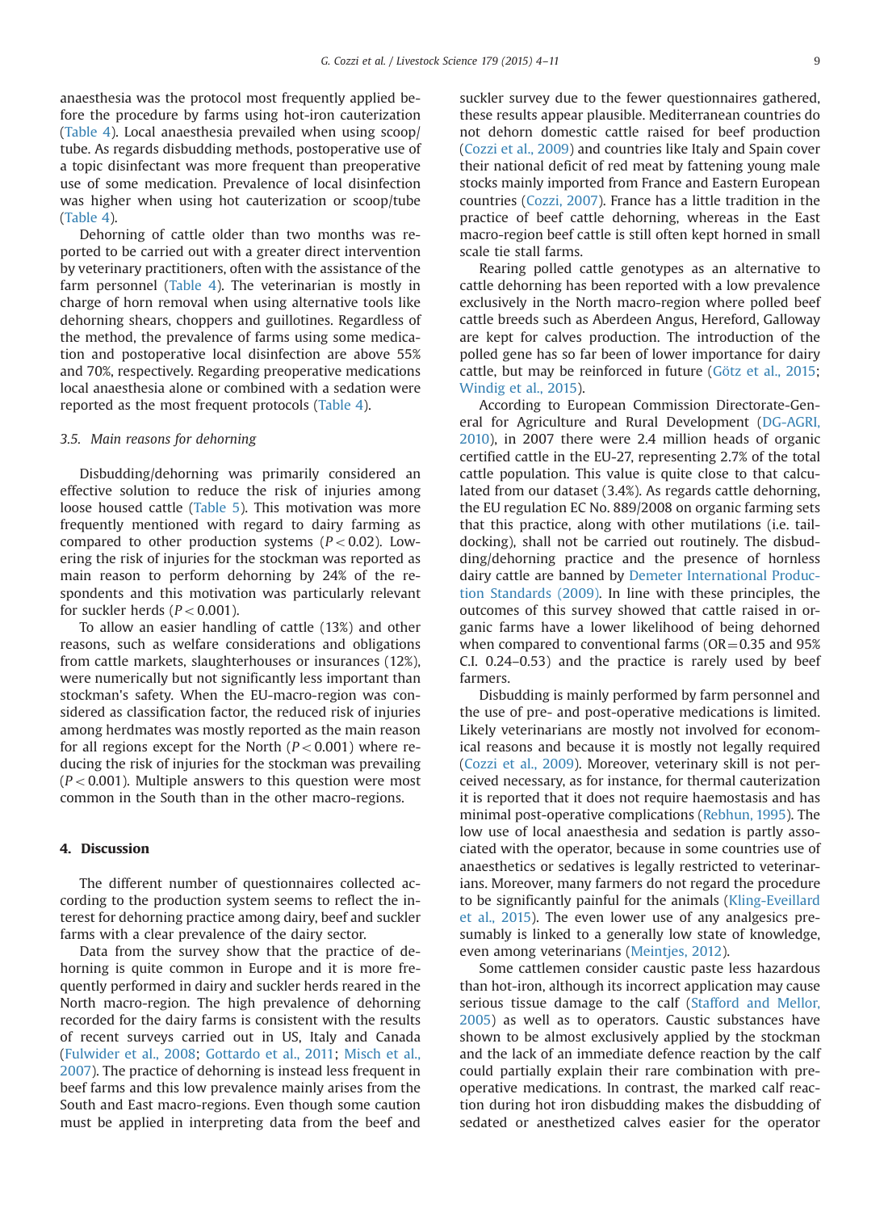anaesthesia was the protocol most frequently applied before the procedure by farms using hot-iron cauterization (Table 4). Local anaesthesia prevailed when using scoop/tube. As regards disbudding methods, postoperative use of a topic disinfectant was more frequent than preoperative use of some medication. Prevalence of local disinfection was higher when using hot cauterization or scoop/tube (Table 4).

Dehorning of cattle older than two months was reported to be carried out with a greater direct intervention by veterinary practitioners, often with the assistance of the farm personnel (Table 4). The veterinarian is mostly in charge of horn removal when using alternative tools like dehorning shears, choppers and guillotines. Regardless of the method, the prevalence of farms using some medication and postoperative local disinfection are above 55% and 70%, respectively. Regarding preoperative medications local anaesthesia alone or combined with a sedation were reported as the most frequent protocols (Table 4).

### 3.5. Main reasons for dehorning

Disbudding/dehorning was primarily considered an effective solution to reduce the risk of injuries among loose housed cattle (Table 5). This motivation was more frequently mentioned with regard to dairy farming as compared to other production systems ($P<0.02$). Lowering the risk of injuries for the stockman was reported as main reason to perform dehorning by 24% of the respondents and this motivation was particularly relevant for suckler herds ($P<0.001$).

To allow an easier handling of cattle (13%) and other reasons, such as welfare considerations and obligations from cattle markets, slaughterhouses or insurances (12%), were numerically but not significantly less important than stockman's safety. When the EU-macro-region was considered as classification factor, the reduced risk of injuries among herdmates was mostly reported as the main reason for all regions except for the North ($P<0.001$) where reducing the risk of injuries for the stockman was prevailing ($P<0.001$). Multiple answers to this question were most common in the South than in the other macro-regions.

## 4. Discussion

The different number of questionnaires collected according to the production system seems to reflect the interest for dehorning practice among dairy, beef and suckler farms with a clear prevalence of the dairy sector.

Data from the survey show that the practice of dehorning is quite common in Europe and it is more frequently performed in dairy and suckler herds reared in the North macro-region. The high prevalence of dehorning recorded for the dairy farms is consistent with the results of recent surveys carried out in US, Italy and Canada (Fulwider et al., 2008; Gottardo et al., 2011; Misch et al., 2007). The practice of dehorning is instead less frequent in beef farms and this low prevalence mainly arises from the South and East macro-regions. Even though some caution must be applied in interpreting data from the beef and suckler survey due to the fewer questionnaires gathered, these results appear plausible. Mediterranean countries do not dehorn domestic cattle raised for beef production (Cozzi et al., 2009) and countries like Italy and Spain cover their national deficit of red meat by fattening young male stocks mainly imported from France and Eastern European countries (Cozzi, 2007). France has a little tradition in the practice of beef cattle dehorning, whereas in the East macro-region beef cattle is still often kept horned in small scale tie stall farms.

Rearing polled cattle genotypes as an alternative to cattle dehorning has been reported with a low prevalence exclusively in the North macro-region where polled beef cattle breeds such as Aberdeen Angus, Hereford, Galloway are kept for calves production. The introduction of the polled gene has so far been of lower importance for dairy cattle, but may be reinforced in future (Götz et al., 2015; Windig et al., 2015).

According to European Commission Directorate-General for Agriculture and Rural Development (DG-AGRI, 2010), in 2007 there were 2.4 million heads of organic certified cattle in the EU-27, representing 2.7% of the total cattle population. This value is quite close to that calculated from our dataset (3.4%). As regards cattle dehorning, the EU regulation EC No. 889/2008 on organic farming sets that this practice, along with other mutilations (i.e. tail-docking), shall not be carried out routinely. The disbudding/dehorning practice and the presence of hornless dairy cattle are banned by Demeter International Production Standards (2009). In line with these principles, the outcomes of this survey showed that cattle raised in organic farms have a lower likelihood of being dehorned when compared to conventional farms (OR = 0.35 and 95% C.I. 0.24–0.53) and the practice is rarely used by beef farmers.

Disbudding is mainly performed by farm personnel and the use of pre- and post-operative medications is limited. Likely veterinarians are mostly not involved for economical reasons and because it is mostly not legally required (Cozzi et al., 2009). Moreover, veterinary skill is not perceived necessary, as for instance, for thermal cauterization it is reported that it does not require haemostasis and has minimal post-operative complications (Rebhun, 1995). The low use of local anaesthesia and sedation is partly associated with the operator, because in some countries use of anaesthetics or sedatives is legally restricted to veterinarians. Moreover, many farmers do not regard the procedure to be significantly painful for the animals (Kling-Eveillard et al., 2015). The even lower use of any analgesics presumably is linked to a generally low state of knowledge, even among veterinarians (Meintjes, 2012).

Some cattlemen consider caustic paste less hazardous than hot-iron, although its incorrect application may cause serious tissue damage to the calf (Stafford and Mellor, 2005) as well as to operators. Caustic substances have shown to be almost exclusively applied by the stockman and the lack of an immediate defence reaction by the calf could partially explain their rare combination with pre-operative medications. In contrast, the marked calf reaction during hot iron disbudding makes the disbudding of sedated or anesthetized calves easier for the operator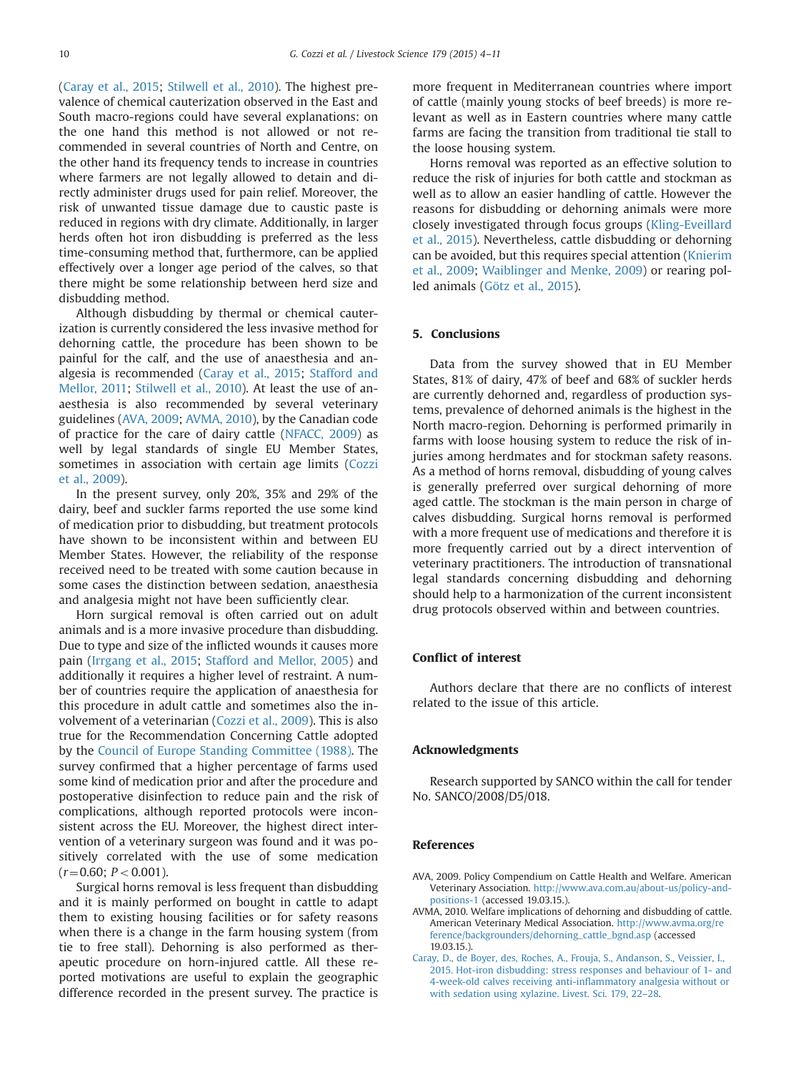(Caray et al., 2015; Stilwell et al., 2010). The highest prevalence of chemical cauterization observed in the East and South macro-regions could have several explanations: on the one hand this method is not allowed or not recommended in several countries of North and Centre, on the other hand its frequency tends to increase in countries where farmers are not legally allowed to detain and directly administer drugs used for pain relief. Moreover, the risk of unwanted tissue damage due to caustic paste is reduced in regions with dry climate. Additionally, in larger herds often hot iron disbudding is preferred as the less time-consuming method that, furthermore, can be applied effectively over a longer age period of the calves, so that there might be some relationship between herd size and disbudding method.

Although disbudding by thermal or chemical cauterization is currently considered the less invasive method for dehorning cattle, the procedure has been shown to be painful for the calf, and the use of anaesthesia and analgesia is recommended (Caray et al., 2015; Stafford and Mellor, 2011; Stilwell et al., 2010). At least the use of anaesthesia is also recommended by several veterinary guidelines (AVA, 2009; AVMA, 2010), by the Canadian code of practice for the care of dairy cattle (NFACC, 2009) as well by legal standards of single EU Member States, sometimes in association with certain age limits (Cozzi et al., 2009).

In the present survey, only 20%, 35% and 29% of the dairy, beef and suckler farms reported the use some kind of medication prior to disbudding, but treatment protocols have shown to be inconsistent within and between EU Member States. However, the reliability of the response received need to be treated with some caution because in some cases the distinction between sedation, anaesthesia and analgesia might not have been sufficiently clear.

Horn surgical removal is often carried out on adult animals and is a more invasive procedure than disbudding. Due to type and size of the inflicted wounds it causes more pain (Irrgang et al., 2015; Stafford and Mellor, 2005) and additionally it requires a higher level of restraint. A number of countries require the application of anaesthesia for this procedure in adult cattle and sometimes also the involvement of a veterinarian (Cozzi et al., 2009). This is also true for the Recommendation Concerning Cattle adopted by the Council of Europe Standing Committee (1988). The survey confirmed that a higher percentage of farms used some kind of medication prior and after the procedure and postoperative disinfection to reduce pain and the risk of complications, although reported protocols were inconsistent across the EU. Moreover, the highest direct intervention of a veterinary surgeon was found and it was positively correlated with the use of some medication ($r = 0.60$; $P < 0.001$).

Surgical horns removal is less frequent than disbudding and it is mainly performed on bought in cattle to adapt them to existing housing facilities or for safety reasons when there is a change in the farm housing system (from tie to free stall). Dehorning is also performed as therapeutic procedure on horn-injured cattle. All these reported motivations are useful to explain the geographic difference recorded in the present survey. The practice is more frequent in Mediterranean countries where import of cattle (mainly young stocks of beef breeds) is more relevant as well as in Eastern countries where many cattle farms are facing the transition from traditional tie stall to the loose housing system.

Horns removal was reported as an effective solution to reduce the risk of injuries for both cattle and stockman as well as to allow an easier handling of cattle. However the reasons for disbudding or dehorning animals were more closely investigated through focus groups (Kling-Eveillard et al., 2015). Nevertheless, cattle disbudding or dehorning can be avoided, but this requires special attention (Knierim et al., 2009; Waiblinger and Menke, 2009) or rearing polled animals (Götz et al., 2015).

## 5. Conclusions

Data from the survey showed that in EU Member States, 81% of dairy, 47% of beef and 68% of suckler herds are currently dehorned and, regardless of production systems, prevalence of dehorned animals is the highest in the North macro-region. Dehorning is performed primarily in farms with loose housing system to reduce the risk of injuries among herdmates and for stockman safety reasons. As a method of horns removal, disbudding of young calves is generally preferred over surgical dehorning of more aged cattle. The stockman is the main person in charge of calves disbudding. Surgical horns removal is performed with a more frequent use of medications and therefore it is more frequently carried out by a direct intervention of veterinary practitioners. The introduction of transnational legal standards concerning disbudding and dehorning should help to a harmonization of the current inconsistent drug protocols observed within and between countries.

## Conflict of interest

Authors declare that there are no conflicts of interest related to the issue of this article.

## Acknowledgments

Research supported by SANCO within the call for tender No. SANCO/2008/D5/018.

## References

AVA, 2009. Policy Compendium on Cattle Health and Welfare. American Veterinary Association. http://www.ava.com.au/about-us/policy-and-positions-1 (accessed 19.03.15.).

AVMA, 2010. Welfare implications of dehorning and disbudding of cattle. American Veterinary Medical Association. http://www.avma.org/reference/backgrounders/dehorning_cattle_bgnd.asp (accessed 19.03.15.).

Caray, D., de Boyer, des, Roches, A., Frouja, S., Andanson, S., Veissier, I., 2015. Hot-iron disbudding: stress responses and behaviour of 1- and 4-week-old calves receiving anti-inflammatory analgesia without or with sedation using xylazine. Livest. Sci. 179, 22–28.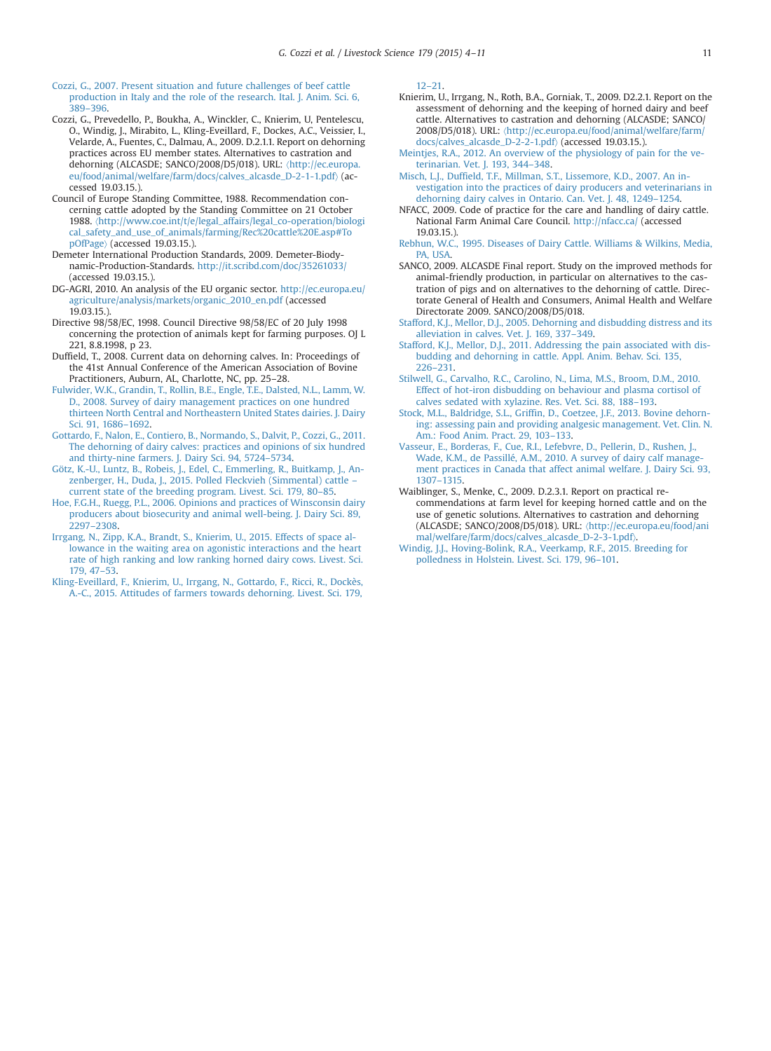Cozzi, G., 2007. Present situation and future challenges of beef cattle production in Italy and the role of the research. Ital. J. Anim. Sci. 6, 389–396.

Cozzi, G., Prevedello, P., Boukha, A., Winckler, C., Knierim, U, Pentelescu, O., Windig, J., Mirabito, L., Kling-Eveillard, F., Dockes, A.C., Veissier, I., Velarde, A., Fuentes, C., Dalmau, A., 2009. D.2.1.1. Report on dehorning practices across EU member states. Alternatives to castration and dehorning (ALCASDE; SANCO/2008/D5/018). URL: ⟨http://ec.europa.eu/food/animal/welfare/farm/docs/calves_alcasde_D-2-1-1.pdf⟩ (accessed 19.03.15.).

Council of Europe Standing Committee, 1988. Recommendation concerning cattle adopted by the Standing Committee on 21 October 1988. ⟨http://www.coe.int/t/e/legal_affairs/legal_co-operation/biological_safety_and_use_of_animals/farming/Rec%20cattle%20E.asp#TopOfPage⟩ (accessed 19.03.15.).

Demeter International Production Standards, 2009. Demeter-Biodynamic-Production-Standards. http://it.scribd.com/doc/35261033/ (accessed 19.03.15.).

DG-AGRI, 2010. An analysis of the EU organic sector. http://ec.europa.eu/agriculture/analysis/markets/organic_2010_en.pdf (accessed 19.03.15.).

Directive 98/58/EC, 1998. Council Directive 98/58/EC of 20 July 1998 concerning the protection of animals kept for farming purposes. OJ L 221, 8.8.1998, p 23.

Duffield, T., 2008. Current data on dehorning calves. In: Proceedings of the 41st Annual Conference of the American Association of Bovine Practitioners, Auburn, AL, Charlotte, NC, pp. 25–28.

Fulwider, W.K., Grandin, T., Rollin, B.E., Engle, T.E., Dalsted, N.L., Lamm, W. D., 2008. Survey of dairy management practices on one hundred thirteen North Central and Northeastern United States dairies. J. Dairy Sci. 91, 1686–1692.

Gottardo, F., Nalon, E., Contiero, B., Normando, S., Dalvit, P., Cozzi, G., 2011. The dehorning of dairy calves: practices and opinions of six hundred and thirty-nine farmers. J. Dairy Sci. 94, 5724–5734.

Götz, K.-U., Luntz, B., Robeis, J., Edel, C., Emmerling, R., Buitkamp, J., Anzenberger, H., Duda, J., 2015. Polled Fleckvieh (Simmental) cattle – current state of the breeding program. Livest. Sci. 179, 80–85.

Hoe, F.G.H., Ruegg, P.L., 2006. Opinions and practices of Winsconsin dairy producers about biosecurity and animal well-being. J. Dairy Sci. 89, 2297–2308.

Irrgang, N., Zipp, K.A., Brandt, S., Knierim, U., 2015. Effects of space allowance in the waiting area on agonistic interactions and the heart rate of high ranking and low ranking horned dairy cows. Livest. Sci. 179, 47–53.

Kling-Eveillard, F., Knierim, U., Irrgang, N., Gottardo, F., Ricci, R., Dockès, A.-C., 2015. Attitudes of farmers towards dehorning. Livest. Sci. 179, 12–21.

Knierim, U., Irrgang, N., Roth, B.A., Gorniak, T., 2009. D2.2.1. Report on the assessment of dehorning and the keeping of horned dairy and beef cattle. Alternatives to castration and dehorning (ALCASDE; SANCO/2008/D5/018). URL: ⟨http://ec.europa.eu/food/animal/welfare/farm/docs/calves_alcasde_D-2-2-1.pdf⟩ (accessed 19.03.15.).

Meintjes, R.A., 2012. An overview of the physiology of pain for the veterinarian. Vet. J. 193, 344–348.

Misch, L.J., Duffield, T.F., Millman, S.T., Lissemore, K.D., 2007. An investigation into the practices of dairy producers and veterinarians in dehorning dairy calves in Ontario. Can. Vet. J. 48, 1249–1254.

NFACC, 2009. Code of practice for the care and handling of dairy cattle. National Farm Animal Care Council. http://nfacc.ca/ (accessed 19.03.15.).

Rebhun, W.C., 1995. Diseases of Dairy Cattle. Williams & Wilkins, Media, PA, USA.

SANCO, 2009. ALCASDE Final report. Study on the improved methods for animal-friendly production, in particular on alternatives to the castration of pigs and on alternatives to the dehorning of cattle. Directorate General of Health and Consumers, Animal Health and Welfare Directorate 2009. SANCO/2008/D5/018.

Stafford, K.J., Mellor, D.J., 2005. Dehorning and disbudding distress and its alleviation in calves. Vet. J. 169, 337–349.

Stafford, K.J., Mellor, D.J., 2011. Addressing the pain associated with disbudding and dehorning in cattle. Appl. Anim. Behav. Sci. 135, 226–231.

Stilwell, G., Carvalho, R.C., Carolino, N., Lima, M.S., Broom, D.M., 2010. Effect of hot-iron disbudding on behaviour and plasma cortisol of calves sedated with xylazine. Res. Vet. Sci. 88, 188–193.

Stock, M.L., Baldridge, S.L., Griffin, D., Coetzee, J.F., 2013. Bovine dehorning: assessing pain and providing analgesic management. Vet. Clin. N. Am.: Food Anim. Pract. 29, 103–133.

Vasseur, E., Borderas, F., Cue, R.I., Lefebvre, D., Pellerin, D., Rushen, J., Wade, K.M., de Passillé, A.M., 2010. A survey of dairy calf management practices in Canada that affect animal welfare. J. Dairy Sci. 93, 1307–1315.

Waiblinger, S., Menke, C., 2009. D.2.3.1. Report on practical recommendations at farm level for keeping horned cattle and on the use of genetic solutions. Alternatives to castration and dehorning (ALCASDE; SANCO/2008/D5/018). URL: ⟨http://ec.europa.eu/food/animal/welfare/farm/docs/calves_alcasde_D-2-3-1.pdf⟩.

Windig, J.J., Hoving-Bolink, R.A., Veerkamp, R.F., 2015. Breeding for polledness in Holstein. Livest. Sci. 179, 96–101.